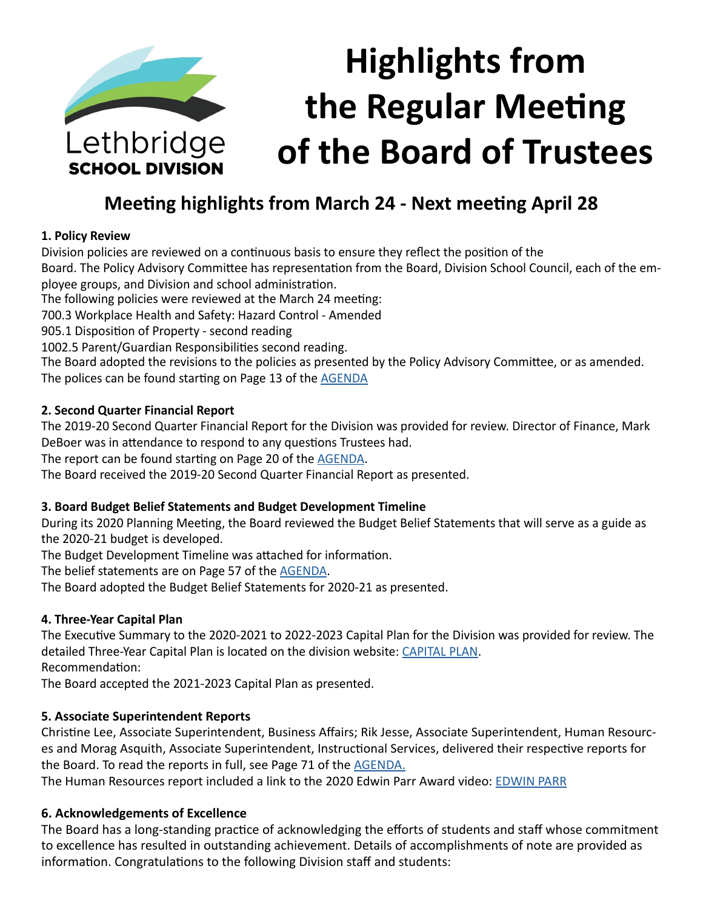Lethbridge SCHOOL DIVISION

# Highlights from the Regular Meeting of the Board of Trustees

## Meeting highlights from March 24 - Next meeting April 28

**1. Policy Review**

Division policies are reviewed on a continuous basis to ensure they reflect the position of the Board. The Policy Advisory Committee has representation from the Board, Division School Council, each of the employee groups, and Division and school administration.

The following policies were reviewed at the March 24 meeting:

700.3 Workplace Health and Safety: Hazard Control - Amended

905.1 Disposition of Property - second reading

1002.5 Parent/Guardian Responsibilities second reading.

The Board adopted the revisions to the policies as presented by the Policy Advisory Committee, or as amended.

The polices can be found starting on Page 13 of the [AGENDA]

**2. Second Quarter Financial Report**

The 2019-20 Second Quarter Financial Report for the Division was provided for review. Director of Finance, Mark DeBoer was in attendance to respond to any questions Trustees had.

The report can be found starting on Page 20 of the [AGENDA].

The Board received the 2019-20 Second Quarter Financial Report as presented.

**3. Board Budget Belief Statements and Budget Development Timeline**

During its 2020 Planning Meeting, the Board reviewed the Budget Belief Statements that will serve as a guide as the 2020-21 budget is developed.

The Budget Development Timeline was attached for information.

The belief statements are on Page 57 of the [AGENDA].

The Board adopted the Budget Belief Statements for 2020-21 as presented.

**4. Three-Year Capital Plan**

The Executive Summary to the 2020-2021 to 2022-2023 Capital Plan for the Division was provided for review. The detailed Three-Year Capital Plan is located on the division website: [CAPITAL PLAN].

Recommendation:

The Board accepted the 2021-2023 Capital Plan as presented.

**5. Associate Superintendent Reports**

Christine Lee, Associate Superintendent, Business Affairs; Rik Jesse, Associate Superintendent, Human Resources and Morag Asquith, Associate Superintendent, Instructional Services, delivered their respective reports for the Board. To read the reports in full, see Page 71 of the [AGENDA.]

The Human Resources report included a link to the 2020 Edwin Parr Award video: [EDWIN PARR]

**6. Acknowledgements of Excellence**

The Board has a long-standing practice of acknowledging the efforts of students and staff whose commitment to excellence has resulted in outstanding achievement. Details of accomplishments of note are provided as information. Congratulations to the following Division staff and students: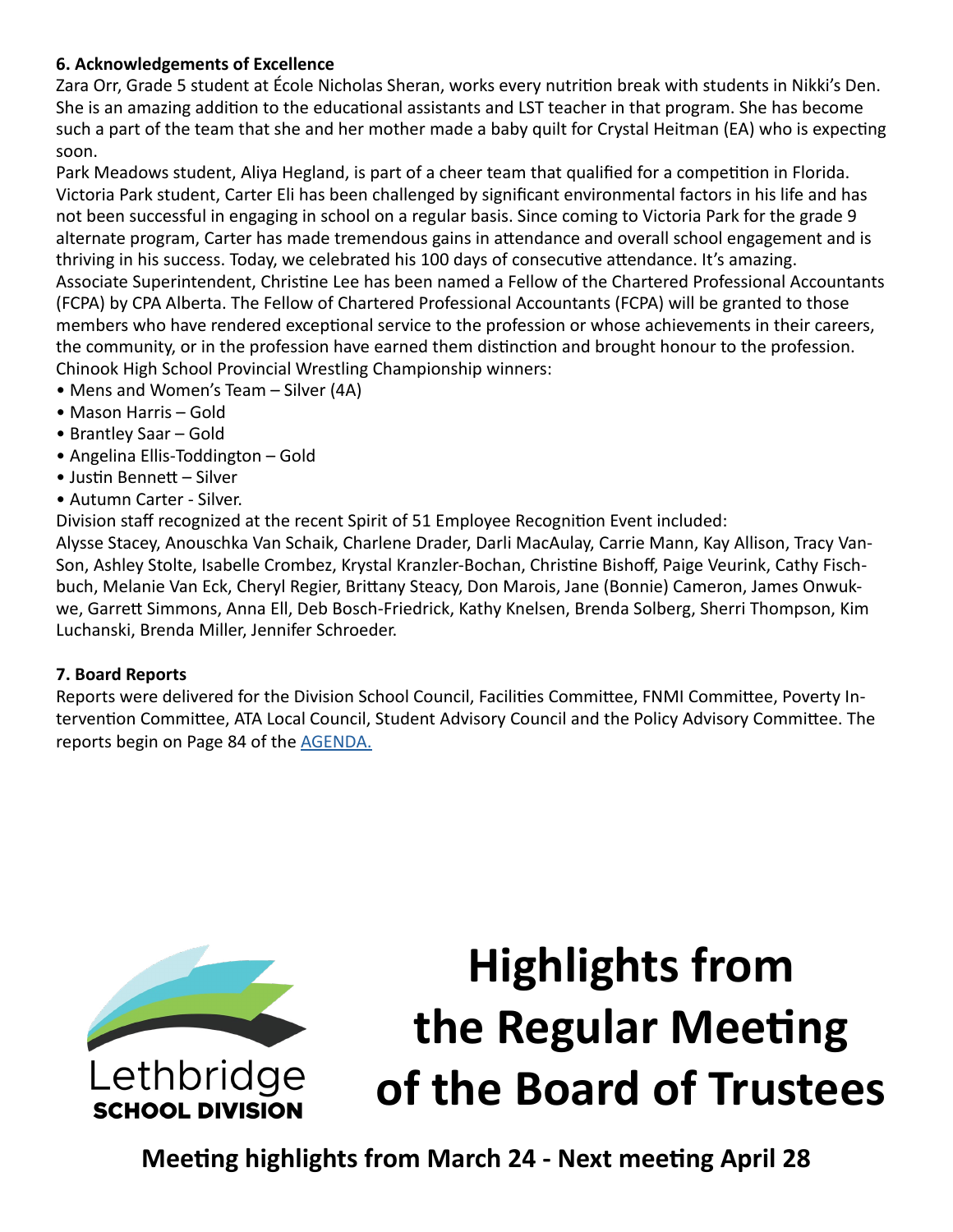**6. Acknowledgements of Excellence**

Zara Orr, Grade 5 student at École Nicholas Sheran, works every nutrition break with students in Nikki's Den. She is an amazing addition to the educational assistants and LST teacher in that program. She has become such a part of the team that she and her mother made a baby quilt for Crystal Heitman (EA) who is expecting soon.

Park Meadows student, Aliya Hegland, is part of a cheer team that qualified for a competition in Florida.

Victoria Park student, Carter Eli has been challenged by significant environmental factors in his life and has not been successful in engaging in school on a regular basis. Since coming to Victoria Park for the grade 9 alternate program, Carter has made tremendous gains in attendance and overall school engagement and is thriving in his success. Today, we celebrated his 100 days of consecutive attendance. It's amazing.

Associate Superintendent, Christine Lee has been named a Fellow of the Chartered Professional Accountants (FCPA) by CPA Alberta. The Fellow of Chartered Professional Accountants (FCPA) will be granted to those members who have rendered exceptional service to the profession or whose achievements in their careers, the community, or in the profession have earned them distinction and brought honour to the profession.

Chinook High School Provincial Wrestling Championship winners:

- Mens and Women's Team – Silver (4A)
- Mason Harris – Gold
- Brantley Saar – Gold
- Angelina Ellis-Toddington – Gold
- Justin Bennett – Silver
- Autumn Carter - Silver.

Division staff recognized at the recent Spirit of 51 Employee Recognition Event included:

Alysse Stacey, Anouschka Van Schaik, Charlene Drader, Darli MacAulay, Carrie Mann, Kay Allison, Tracy Van-Son, Ashley Stolte, Isabelle Crombez, Krystal Kranzler-Bochan, Christine Bishoff, Paige Veurink, Cathy Fischbuch, Melanie Van Eck, Cheryl Regier, Brittany Steacy, Don Marois, Jane (Bonnie) Cameron, James Onwukwe, Garrett Simmons, Anna Ell, Deb Bosch-Friedrick, Kathy Knelsen, Brenda Solberg, Sherri Thompson, Kim Luchanski, Brenda Miller, Jennifer Schroeder.

**7. Board Reports**

Reports were delivered for the Division School Council, Facilities Committee, FNMI Committee, Poverty Intervention Committee, ATA Local Council, Student Advisory Council and the Policy Advisory Committee. The reports begin on Page 84 of the AGENDA.

Lethbridge SCHOOL DIVISION

# Highlights from the Regular Meeting of the Board of Trustees

**Meeting highlights from March 24 - Next meeting April 28**